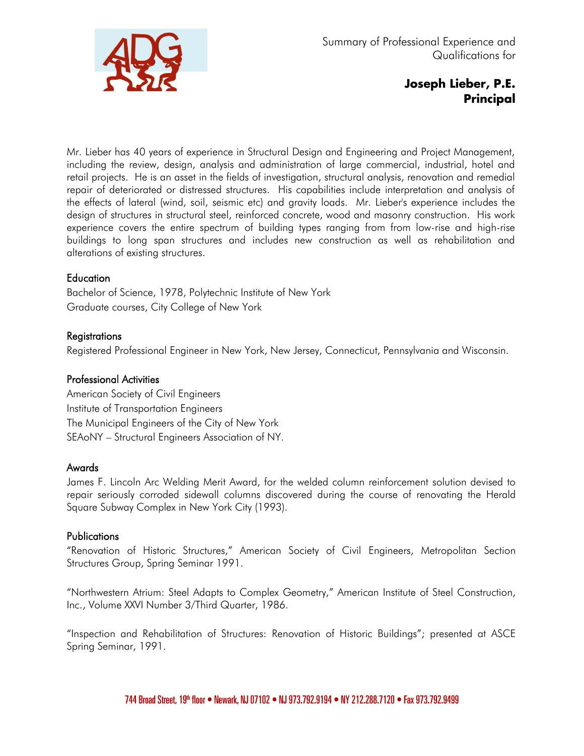Summary of Professional Experience and Qualifications for

# Joseph Lieber, P.E.
## Principal

Mr. Lieber has 40 years of experience in Structural Design and Engineering and Project Management, including the review, design, analysis and administration of large commercial, industrial, hotel and retail projects. He is an asset in the fields of investigation, structural analysis, renovation and remedial repair of deteriorated or distressed structures. His capabilities include interpretation and analysis of the effects of lateral (wind, soil, seismic etc) and gravity loads. Mr. Lieber's experience includes the design of structures in structural steel, reinforced concrete, wood and masonry construction. His work experience covers the entire spectrum of building types ranging from from low-rise and high-rise buildings to long span structures and includes new construction as well as rehabilitation and alterations of existing structures.

### Education

Bachelor of Science, 1978, Polytechnic Institute of New York
Graduate courses, City College of New York

### Registrations

Registered Professional Engineer in New York, New Jersey, Connecticut, Pennsylvania and Wisconsin.

### Professional Activities

American Society of Civil Engineers
Institute of Transportation Engineers
The Municipal Engineers of the City of New York
SEAoNY – Structural Engineers Association of NY.

### Awards

James F. Lincoln Arc Welding Merit Award, for the welded column reinforcement solution devised to repair seriously corroded sidewall columns discovered during the course of renovating the Herald Square Subway Complex in New York City (1993).

### Publications

"Renovation of Historic Structures," American Society of Civil Engineers, Metropolitan Section Structures Group, Spring Seminar 1991.

"Northwestern Atrium: Steel Adapts to Complex Geometry," American Institute of Steel Construction, Inc., Volume XXVI Number 3/Third Quarter, 1986.

"Inspection and Rehabilitation of Structures: Renovation of Historic Buildings"; presented at ASCE Spring Seminar, 1991.

744 Broad Street, 19th floor • Newark, NJ 07102 • NJ 973.792.9194 • NY 212.288.7120 • Fax 973.792.9499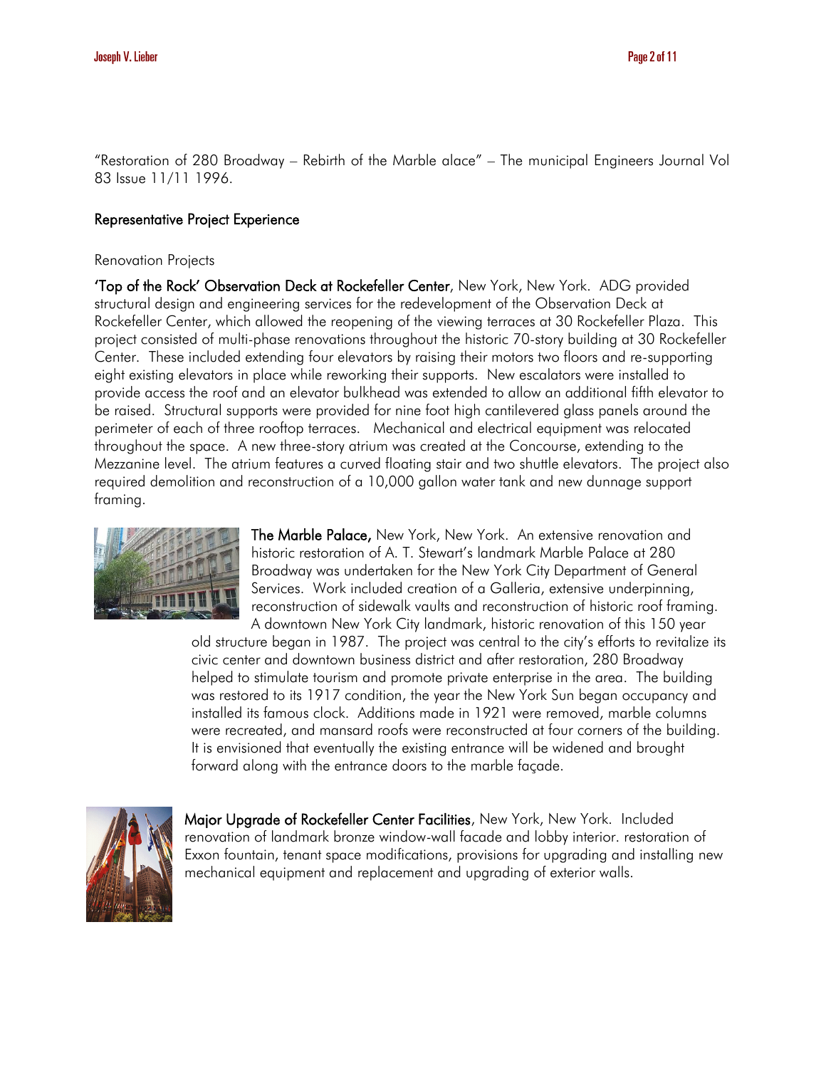"Restoration of 280 Broadway – Rebirth of the Marble alace" – The municipal Engineers Journal Vol 83 Issue 11/11 1996.

## Representative Project Experience

Renovation Projects

**'Top of the Rock' Observation Deck at Rockefeller Center**, New York, New York. ADG provided structural design and engineering services for the redevelopment of the Observation Deck at Rockefeller Center, which allowed the reopening of the viewing terraces at 30 Rockefeller Plaza. This project consisted of multi-phase renovations throughout the historic 70-story building at 30 Rockefeller Center. These included extending four elevators by raising their motors two floors and re-supporting eight existing elevators in place while reworking their supports. New escalators were installed to provide access the roof and an elevator bulkhead was extended to allow an additional fifth elevator to be raised. Structural supports were provided for nine foot high cantilevered glass panels around the perimeter of each of three rooftop terraces. Mechanical and electrical equipment was relocated throughout the space. A new three-story atrium was created at the Concourse, extending to the Mezzanine level. The atrium features a curved floating stair and two shuttle elevators. The project also required demolition and reconstruction of a 10,000 gallon water tank and new dunnage support framing.

**The Marble Palace,** New York, New York. An extensive renovation and historic restoration of A. T. Stewart's landmark Marble Palace at 280 Broadway was undertaken for the New York City Department of General Services. Work included creation of a Galleria, extensive underpinning, reconstruction of sidewalk vaults and reconstruction of historic roof framing. A downtown New York City landmark, historic renovation of this 150 year old structure began in 1987. The project was central to the city's efforts to revitalize its civic center and downtown business district and after restoration, 280 Broadway helped to stimulate tourism and promote private enterprise in the area. The building was restored to its 1917 condition, the year the New York Sun began occupancy and installed its famous clock. Additions made in 1921 were removed, marble columns were recreated, and mansard roofs were reconstructed at four corners of the building. It is envisioned that eventually the existing entrance will be widened and brought forward along with the entrance doors to the marble façade.

**Major Upgrade of Rockefeller Center Facilities**, New York, New York. Included renovation of landmark bronze window-wall facade and lobby interior. restoration of Exxon fountain, tenant space modifications, provisions for upgrading and installing new mechanical equipment and replacement and upgrading of exterior walls.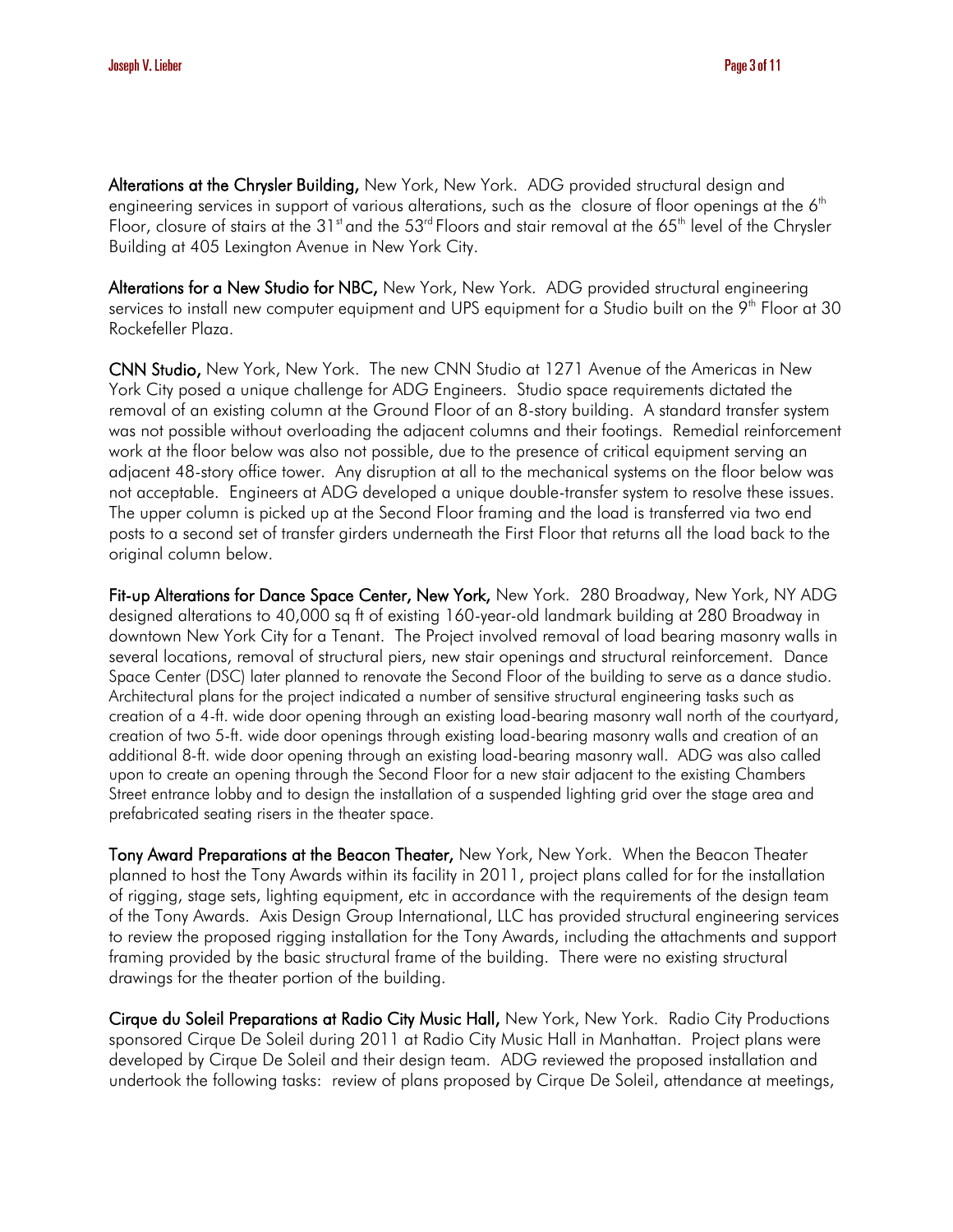**Alterations at the Chrysler Building,** New York, New York. ADG provided structural design and engineering services in support of various alterations, such as the closure of floor openings at the 6th Floor, closure of stairs at the 31st and the 53rd Floors and stair removal at the 65th level of the Chrysler Building at 405 Lexington Avenue in New York City.

**Alterations for a New Studio for NBC,** New York, New York. ADG provided structural engineering services to install new computer equipment and UPS equipment for a Studio built on the 9th Floor at 30 Rockefeller Plaza.

**CNN Studio,** New York, New York. The new CNN Studio at 1271 Avenue of the Americas in New York City posed a unique challenge for ADG Engineers. Studio space requirements dictated the removal of an existing column at the Ground Floor of an 8-story building. A standard transfer system was not possible without overloading the adjacent columns and their footings. Remedial reinforcement work at the floor below was also not possible, due to the presence of critical equipment serving an adjacent 48-story office tower. Any disruption at all to the mechanical systems on the floor below was not acceptable. Engineers at ADG developed a unique double-transfer system to resolve these issues. The upper column is picked up at the Second Floor framing and the load is transferred via two end posts to a second set of transfer girders underneath the First Floor that returns all the load back to the original column below.

**Fit-up Alterations for Dance Space Center, New York,** New York. 280 Broadway, New York, NY ADG designed alterations to 40,000 sq ft of existing 160-year-old landmark building at 280 Broadway in downtown New York City for a Tenant. The Project involved removal of load bearing masonry walls in several locations, removal of structural piers, new stair openings and structural reinforcement. Dance Space Center (DSC) later planned to renovate the Second Floor of the building to serve as a dance studio. Architectural plans for the project indicated a number of sensitive structural engineering tasks such as creation of a 4-ft. wide door opening through an existing load-bearing masonry wall north of the courtyard, creation of two 5-ft. wide door openings through existing load-bearing masonry walls and creation of an additional 8-ft. wide door opening through an existing load-bearing masonry wall. ADG was also called upon to create an opening through the Second Floor for a new stair adjacent to the existing Chambers Street entrance lobby and to design the installation of a suspended lighting grid over the stage area and prefabricated seating risers in the theater space.

**Tony Award Preparations at the Beacon Theater,** New York, New York. When the Beacon Theater planned to host the Tony Awards within its facility in 2011, project plans called for for the installation of rigging, stage sets, lighting equipment, etc in accordance with the requirements of the design team of the Tony Awards. Axis Design Group International, LLC has provided structural engineering services to review the proposed rigging installation for the Tony Awards, including the attachments and support framing provided by the basic structural frame of the building. There were no existing structural drawings for the theater portion of the building.

**Cirque du Soleil Preparations at Radio City Music Hall,** New York, New York. Radio City Productions sponsored Cirque De Soleil during 2011 at Radio City Music Hall in Manhattan. Project plans were developed by Cirque De Soleil and their design team. ADG reviewed the proposed installation and undertook the following tasks: review of plans proposed by Cirque De Soleil, attendance at meetings,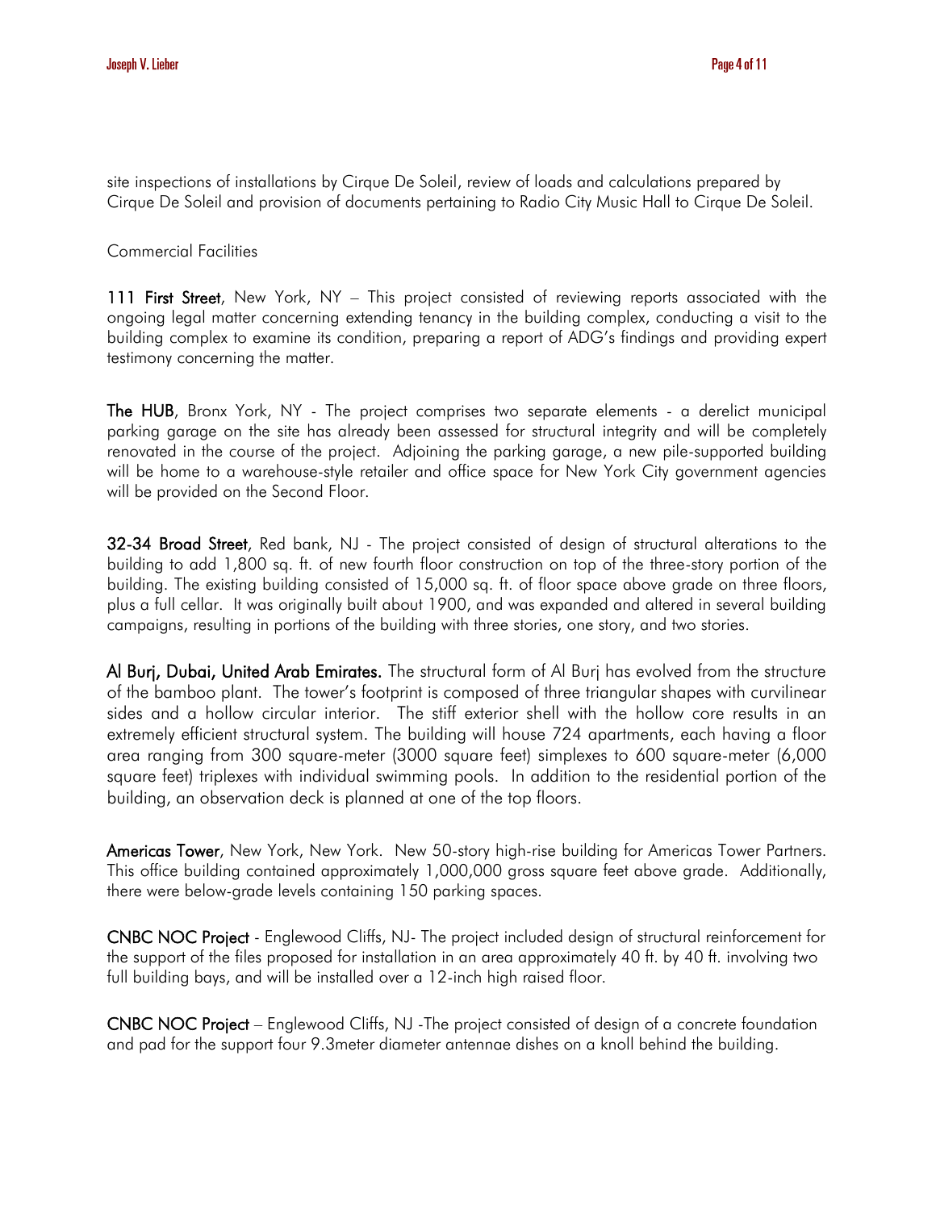site inspections of installations by Cirque De Soleil, review of loads and calculations prepared by Cirque De Soleil and provision of documents pertaining to Radio City Music Hall to Cirque De Soleil.

Commercial Facilities

**111 First Street**, New York, NY – This project consisted of reviewing reports associated with the ongoing legal matter concerning extending tenancy in the building complex, conducting a visit to the building complex to examine its condition, preparing a report of ADG's findings and providing expert testimony concerning the matter.

**The HUB**, Bronx York, NY - The project comprises two separate elements - a derelict municipal parking garage on the site has already been assessed for structural integrity and will be completely renovated in the course of the project. Adjoining the parking garage, a new pile-supported building will be home to a warehouse-style retailer and office space for New York City government agencies will be provided on the Second Floor.

**32-34 Broad Street**, Red bank, NJ - The project consisted of design of structural alterations to the building to add 1,800 sq. ft. of new fourth floor construction on top of the three-story portion of the building. The existing building consisted of 15,000 sq. ft. of floor space above grade on three floors, plus a full cellar. It was originally built about 1900, and was expanded and altered in several building campaigns, resulting in portions of the building with three stories, one story, and two stories.

**Al Burj, Dubai, United Arab Emirates.** The structural form of Al Burj has evolved from the structure of the bamboo plant. The tower's footprint is composed of three triangular shapes with curvilinear sides and a hollow circular interior. The stiff exterior shell with the hollow core results in an extremely efficient structural system. The building will house 724 apartments, each having a floor area ranging from 300 square-meter (3000 square feet) simplexes to 600 square-meter (6,000 square feet) triplexes with individual swimming pools. In addition to the residential portion of the building, an observation deck is planned at one of the top floors.

**Americas Tower**, New York, New York. New 50-story high-rise building for Americas Tower Partners. This office building contained approximately 1,000,000 gross square feet above grade. Additionally, there were below-grade levels containing 150 parking spaces.

**CNBC NOC Project** - Englewood Cliffs, NJ- The project included design of structural reinforcement for the support of the files proposed for installation in an area approximately 40 ft. by 40 ft. involving two full building bays, and will be installed over a 12-inch high raised floor.

**CNBC NOC Project** – Englewood Cliffs, NJ -The project consisted of design of a concrete foundation and pad for the support four 9.3meter diameter antennae dishes on a knoll behind the building.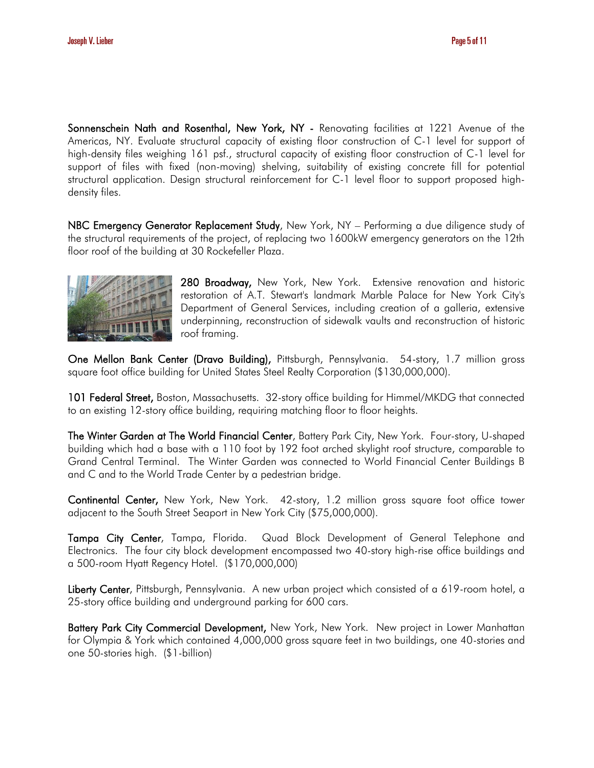**Sonnenschein Nath and Rosenthal, New York, NY -** Renovating facilities at 1221 Avenue of the Americas, NY. Evaluate structural capacity of existing floor construction of C-1 level for support of high-density files weighing 161 psf., structural capacity of existing floor construction of C-1 level for support of files with fixed (non-moving) shelving, suitability of existing concrete fill for potential structural application. Design structural reinforcement for C-1 level floor to support proposed high-density files.

**NBC Emergency Generator Replacement Study**, New York, NY – Performing a due diligence study of the structural requirements of the project, of replacing two 1600kW emergency generators on the 12th floor roof of the building at 30 Rockefeller Plaza.

**280 Broadway,** New York, New York. Extensive renovation and historic restoration of A.T. Stewart's landmark Marble Palace for New York City's Department of General Services, including creation of a galleria, extensive underpinning, reconstruction of sidewalk vaults and reconstruction of historic roof framing.

**One Mellon Bank Center (Dravo Building),** Pittsburgh, Pennsylvania. 54-story, 1.7 million gross square foot office building for United States Steel Realty Corporation ($130,000,000).

**101 Federal Street,** Boston, Massachusetts. 32-story office building for Himmel/MKDG that connected to an existing 12-story office building, requiring matching floor to floor heights.

**The Winter Garden at The World Financial Center**, Battery Park City, New York. Four-story, U-shaped building which had a base with a 110 foot by 192 foot arched skylight roof structure, comparable to Grand Central Terminal. The Winter Garden was connected to World Financial Center Buildings B and C and to the World Trade Center by a pedestrian bridge.

**Continental Center,** New York, New York. 42-story, 1.2 million gross square foot office tower adjacent to the South Street Seaport in New York City ($75,000,000).

**Tampa City Center**, Tampa, Florida. Quad Block Development of General Telephone and Electronics. The four city block development encompassed two 40-story high-rise office buildings and a 500-room Hyatt Regency Hotel. ($170,000,000)

**Liberty Center**, Pittsburgh, Pennsylvania. A new urban project which consisted of a 619-room hotel, a 25-story office building and underground parking for 600 cars.

**Battery Park City Commercial Development,** New York, New York. New project in Lower Manhattan for Olympia & York which contained 4,000,000 gross square feet in two buildings, one 40-stories and one 50-stories high. ($1-billion)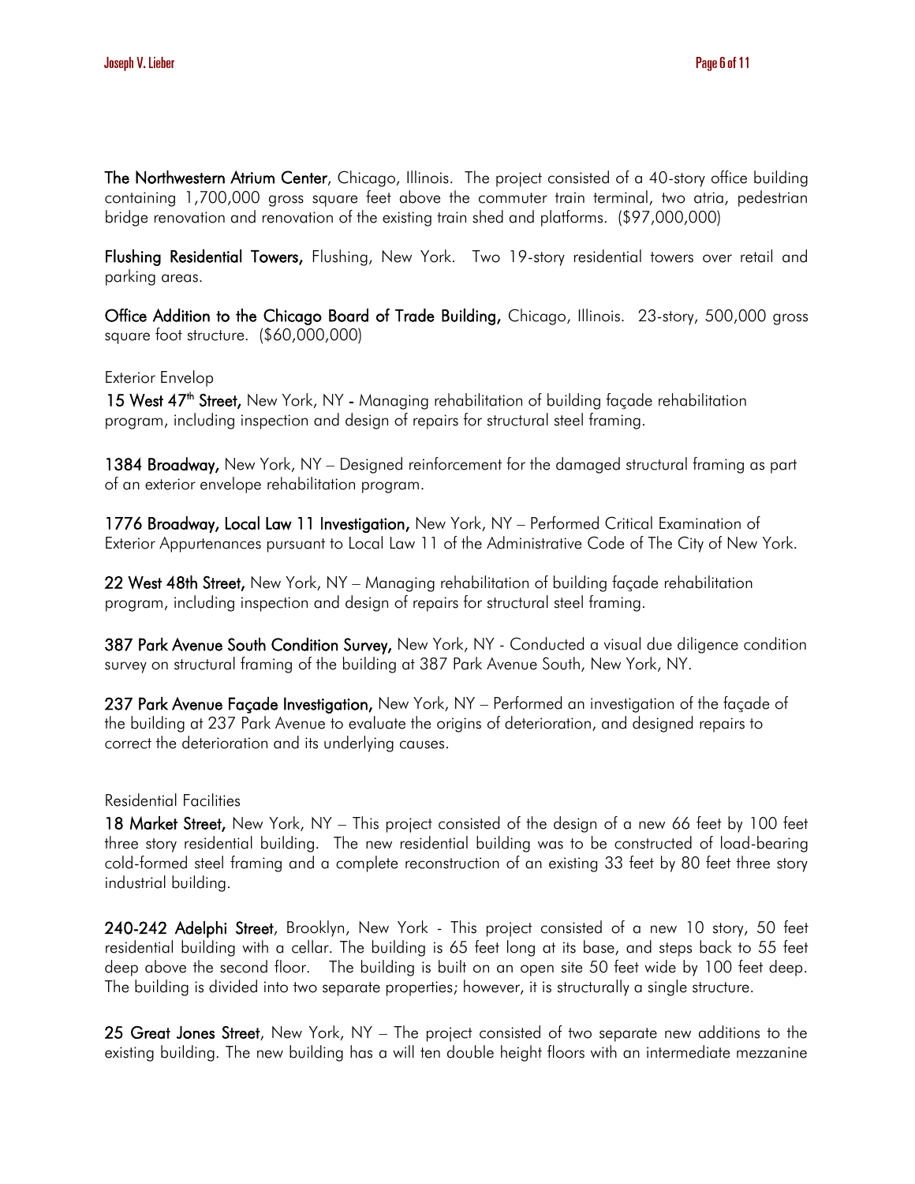**The Northwestern Atrium Center**, Chicago, Illinois. The project consisted of a 40-story office building containing 1,700,000 gross square feet above the commuter train terminal, two atria, pedestrian bridge renovation and renovation of the existing train shed and platforms. ($97,000,000)

**Flushing Residential Towers,** Flushing, New York. Two 19-story residential towers over retail and parking areas.

**Office Addition to the Chicago Board of Trade Building,** Chicago, Illinois. 23-story, 500,000 gross square foot structure. ($60,000,000)

Exterior Envelop

**15 West 47th Street,** New York, NY - Managing rehabilitation of building façade rehabilitation program, including inspection and design of repairs for structural steel framing.

**1384 Broadway,** New York, NY – Designed reinforcement for the damaged structural framing as part of an exterior envelope rehabilitation program.

**1776 Broadway, Local Law 11 Investigation,** New York, NY – Performed Critical Examination of Exterior Appurtenances pursuant to Local Law 11 of the Administrative Code of The City of New York.

**22 West 48th Street,** New York, NY – Managing rehabilitation of building façade rehabilitation program, including inspection and design of repairs for structural steel framing.

**387 Park Avenue South Condition Survey,** New York, NY - Conducted a visual due diligence condition survey on structural framing of the building at 387 Park Avenue South, New York, NY.

**237 Park Avenue Façade Investigation,** New York, NY – Performed an investigation of the façade of the building at 237 Park Avenue to evaluate the origins of deterioration, and designed repairs to correct the deterioration and its underlying causes.

Residential Facilities

**18 Market Street,** New York, NY – This project consisted of the design of a new 66 feet by 100 feet three story residential building. The new residential building was to be constructed of load-bearing cold-formed steel framing and a complete reconstruction of an existing 33 feet by 80 feet three story industrial building.

**240-242 Adelphi Street**, Brooklyn, New York - This project consisted of a new 10 story, 50 feet residential building with a cellar. The building is 65 feet long at its base, and steps back to 55 feet deep above the second floor. The building is built on an open site 50 feet wide by 100 feet deep. The building is divided into two separate properties; however, it is structurally a single structure.

**25 Great Jones Street**, New York, NY – The project consisted of two separate new additions to the existing building. The new building has a will ten double height floors with an intermediate mezzanine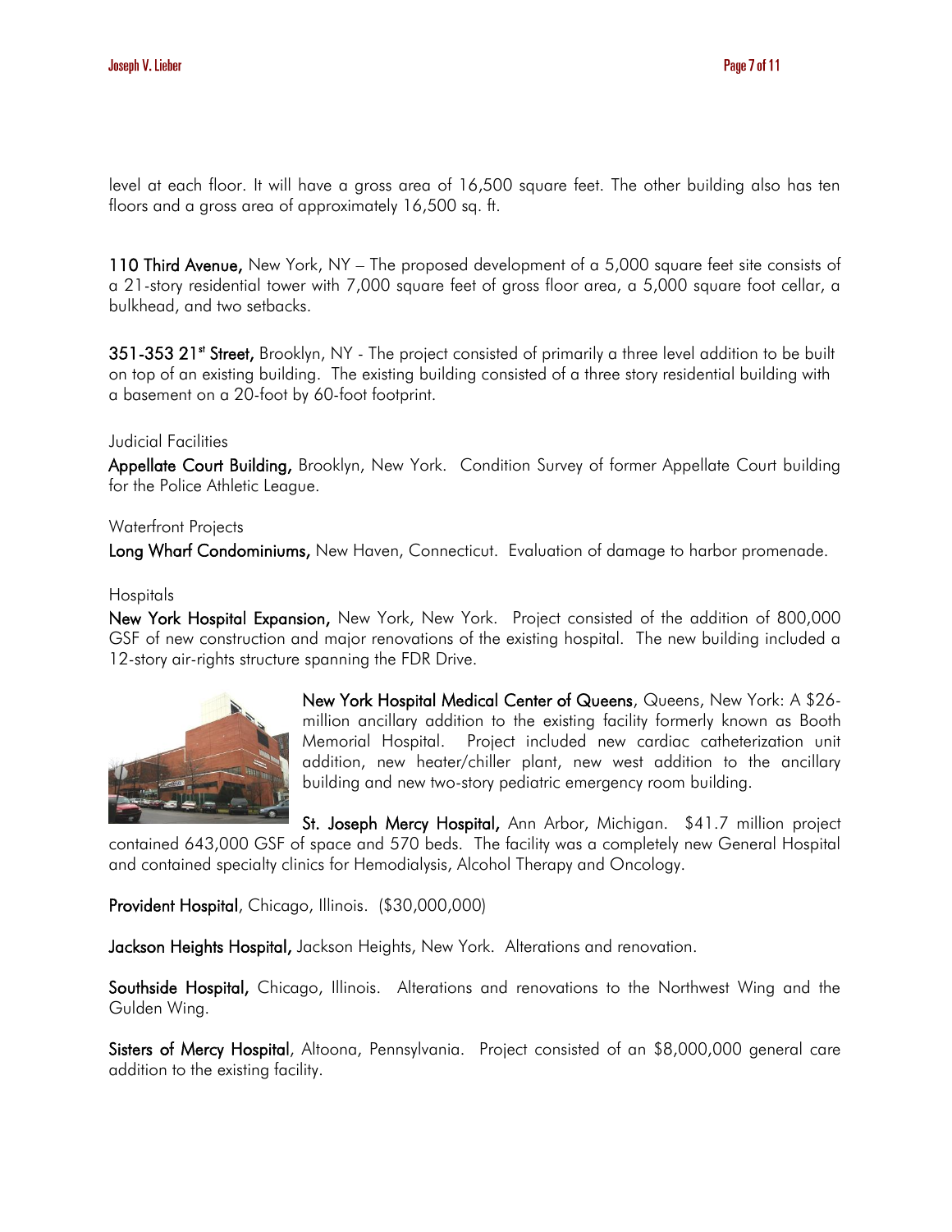level at each floor. It will have a gross area of 16,500 square feet. The other building also has ten floors and a gross area of approximately 16,500 sq. ft.

**110 Third Avenue,** New York, NY – The proposed development of a 5,000 square feet site consists of a 21-story residential tower with 7,000 square feet of gross floor area, a 5,000 square foot cellar, a bulkhead, and two setbacks.

**351-353 21st Street,** Brooklyn, NY - The project consisted of primarily a three level addition to be built on top of an existing building. The existing building consisted of a three story residential building with a basement on a 20-foot by 60-foot footprint.

Judicial Facilities

**Appellate Court Building,** Brooklyn, New York. Condition Survey of former Appellate Court building for the Police Athletic League.

Waterfront Projects

**Long Wharf Condominiums,** New Haven, Connecticut. Evaluation of damage to harbor promenade.

Hospitals

**New York Hospital Expansion,** New York, New York. Project consisted of the addition of 800,000 GSF of new construction and major renovations of the existing hospital. The new building included a 12-story air-rights structure spanning the FDR Drive.

**New York Hospital Medical Center of Queens**, Queens, New York: A $26-million ancillary addition to the existing facility formerly known as Booth Memorial Hospital. Project included new cardiac catheterization unit addition, new heater/chiller plant, new west addition to the ancillary building and new two-story pediatric emergency room building.

**St. Joseph Mercy Hospital,** Ann Arbor, Michigan. $41.7 million project contained 643,000 GSF of space and 570 beds. The facility was a completely new General Hospital and contained specialty clinics for Hemodialysis, Alcohol Therapy and Oncology.

**Provident Hospital**, Chicago, Illinois. ($30,000,000)

**Jackson Heights Hospital,** Jackson Heights, New York. Alterations and renovation.

**Southside Hospital,** Chicago, Illinois. Alterations and renovations to the Northwest Wing and the Gulden Wing.

**Sisters of Mercy Hospital**, Altoona, Pennsylvania. Project consisted of an $8,000,000 general care addition to the existing facility.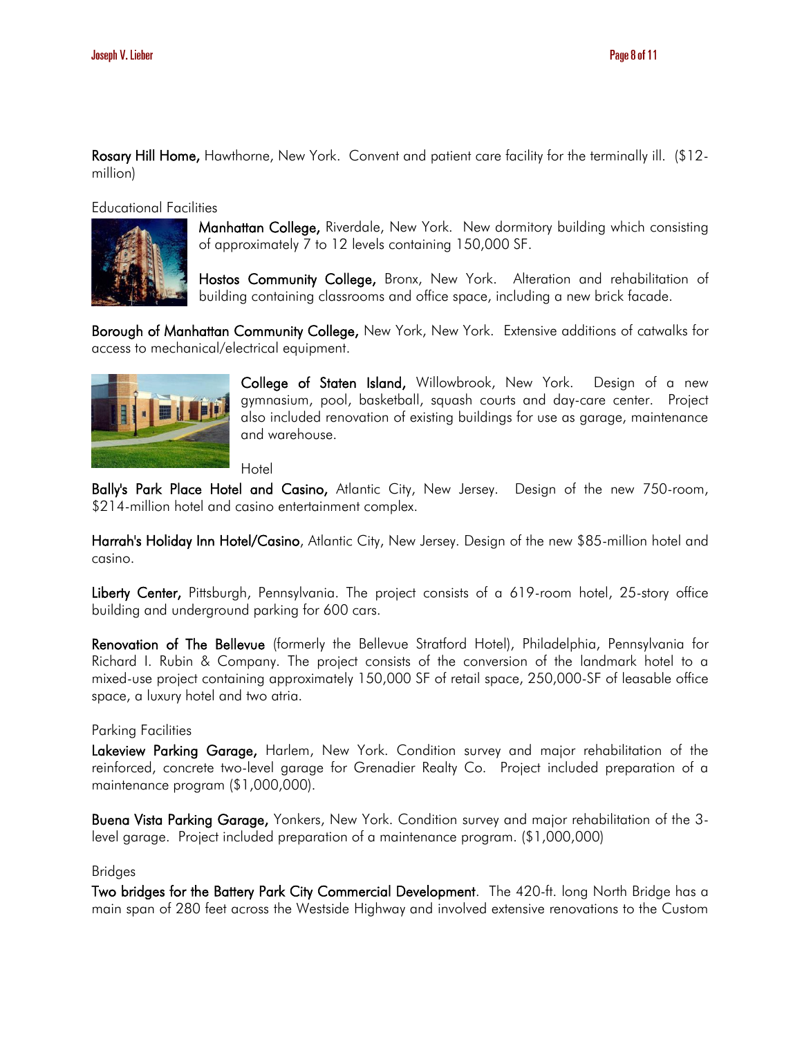**Rosary Hill Home,** Hawthorne, New York. Convent and patient care facility for the terminally ill. ($12-million)

Educational Facilities

**Manhattan College,** Riverdale, New York. New dormitory building which consisting of approximately 7 to 12 levels containing 150,000 SF.

**Hostos Community College,** Bronx, New York. Alteration and rehabilitation of building containing classrooms and office space, including a new brick facade.

**Borough of Manhattan Community College,** New York, New York. Extensive additions of catwalks for access to mechanical/electrical equipment.

**College of Staten Island,** Willowbrook, New York. Design of a new gymnasium, pool, basketball, squash courts and day-care center. Project also included renovation of existing buildings for use as garage, maintenance and warehouse.

Hotel

**Bally's Park Place Hotel and Casino,** Atlantic City, New Jersey. Design of the new 750-room, $214-million hotel and casino entertainment complex.

**Harrah's Holiday Inn Hotel/Casino**, Atlantic City, New Jersey. Design of the new $85-million hotel and casino.

**Liberty Center,** Pittsburgh, Pennsylvania. The project consists of a 619-room hotel, 25-story office building and underground parking for 600 cars.

**Renovation of The Bellevue** (formerly the Bellevue Stratford Hotel), Philadelphia, Pennsylvania for Richard I. Rubin & Company. The project consists of the conversion of the landmark hotel to a mixed-use project containing approximately 150,000 SF of retail space, 250,000-SF of leasable office space, a luxury hotel and two atria.

Parking Facilities

**Lakeview Parking Garage,** Harlem, New York. Condition survey and major rehabilitation of the reinforced, concrete two-level garage for Grenadier Realty Co. Project included preparation of a maintenance program ($1,000,000).

**Buena Vista Parking Garage,** Yonkers, New York. Condition survey and major rehabilitation of the 3-level garage. Project included preparation of a maintenance program. ($1,000,000)

Bridges

**Two bridges for the Battery Park City Commercial Development**. The 420-ft. long North Bridge has a main span of 280 feet across the Westside Highway and involved extensive renovations to the Custom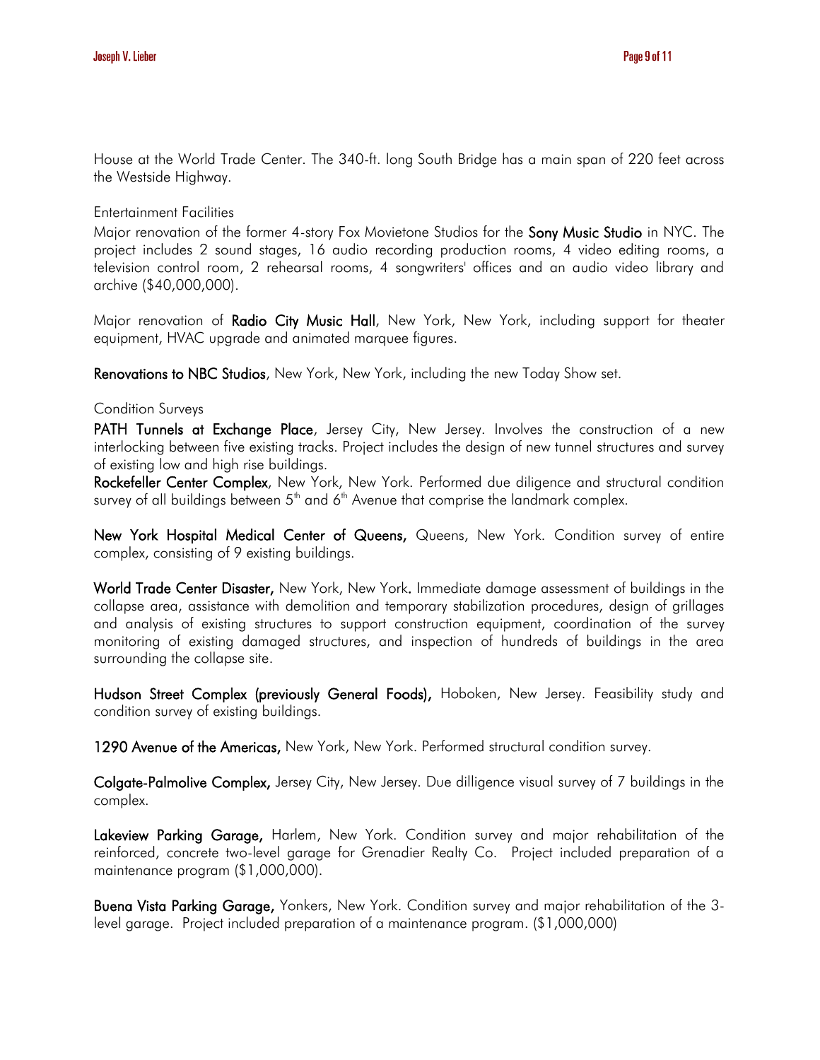House at the World Trade Center. The 340-ft. long South Bridge has a main span of 220 feet across the Westside Highway.

Entertainment Facilities

Major renovation of the former 4-story Fox Movietone Studios for the **Sony Music Studio** in NYC. The project includes 2 sound stages, 16 audio recording production rooms, 4 video editing rooms, a television control room, 2 rehearsal rooms, 4 songwriters' offices and an audio video library and archive ($40,000,000).

Major renovation of **Radio City Music Hall**, New York, New York, including support for theater equipment, HVAC upgrade and animated marquee figures.

**Renovations to NBC Studios**, New York, New York, including the new Today Show set.

Condition Surveys

**PATH Tunnels at Exchange Place**, Jersey City, New Jersey. Involves the construction of a new interlocking between five existing tracks. Project includes the design of new tunnel structures and survey of existing low and high rise buildings.

**Rockefeller Center Complex**, New York, New York. Performed due diligence and structural condition survey of all buildings between 5th and 6th Avenue that comprise the landmark complex.

**New York Hospital Medical Center of Queens,** Queens, New York. Condition survey of entire complex, consisting of 9 existing buildings.

**World Trade Center Disaster,** New York, New York**.** Immediate damage assessment of buildings in the collapse area, assistance with demolition and temporary stabilization procedures, design of grillages and analysis of existing structures to support construction equipment, coordination of the survey monitoring of existing damaged structures, and inspection of hundreds of buildings in the area surrounding the collapse site.

**Hudson Street Complex (previously General Foods),** Hoboken, New Jersey. Feasibility study and condition survey of existing buildings.

**1290 Avenue of the Americas,** New York, New York. Performed structural condition survey.

**Colgate-Palmolive Complex,** Jersey City, New Jersey. Due dilligence visual survey of 7 buildings in the complex.

**Lakeview Parking Garage,** Harlem, New York. Condition survey and major rehabilitation of the reinforced, concrete two-level garage for Grenadier Realty Co. Project included preparation of a maintenance program ($1,000,000).

**Buena Vista Parking Garage,** Yonkers, New York. Condition survey and major rehabilitation of the 3-level garage. Project included preparation of a maintenance program. ($1,000,000)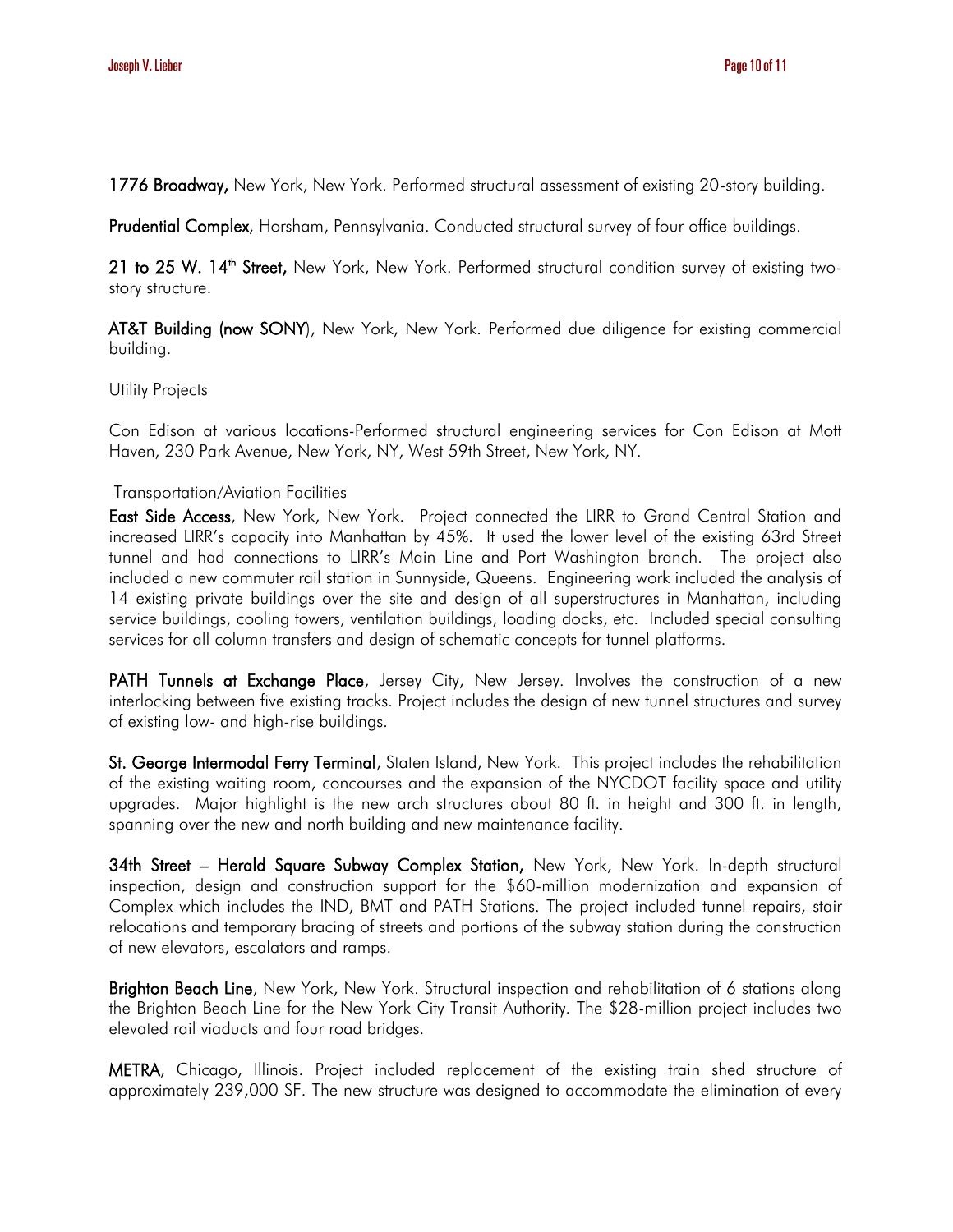**1776 Broadway,** New York, New York. Performed structural assessment of existing 20-story building.

**Prudential Complex**, Horsham, Pennsylvania. Conducted structural survey of four office buildings.

**21 to 25 W. 14th Street,** New York, New York. Performed structural condition survey of existing two-story structure.

**AT&T Building (now SONY**), New York, New York. Performed due diligence for existing commercial building.

Utility Projects

Con Edison at various locations-Performed structural engineering services for Con Edison at Mott Haven, 230 Park Avenue, New York, NY, West 59th Street, New York, NY.

Transportation/Aviation Facilities

**East Side Access**, New York, New York. Project connected the LIRR to Grand Central Station and increased LIRR's capacity into Manhattan by 45%. It used the lower level of the existing 63rd Street tunnel and had connections to LIRR's Main Line and Port Washington branch. The project also included a new commuter rail station in Sunnyside, Queens. Engineering work included the analysis of 14 existing private buildings over the site and design of all superstructures in Manhattan, including service buildings, cooling towers, ventilation buildings, loading docks, etc. Included special consulting services for all column transfers and design of schematic concepts for tunnel platforms.

**PATH Tunnels at Exchange Place**, Jersey City, New Jersey. Involves the construction of a new interlocking between five existing tracks. Project includes the design of new tunnel structures and survey of existing low- and high-rise buildings.

**St. George Intermodal Ferry Terminal**, Staten Island, New York. This project includes the rehabilitation of the existing waiting room, concourses and the expansion of the NYCDOT facility space and utility upgrades. Major highlight is the new arch structures about 80 ft. in height and 300 ft. in length, spanning over the new and north building and new maintenance facility.

**34th Street – Herald Square Subway Complex Station,** New York, New York. In-depth structural inspection, design and construction support for the $60-million modernization and expansion of Complex which includes the IND, BMT and PATH Stations. The project included tunnel repairs, stair relocations and temporary bracing of streets and portions of the subway station during the construction of new elevators, escalators and ramps.

**Brighton Beach Line**, New York, New York. Structural inspection and rehabilitation of 6 stations along the Brighton Beach Line for the New York City Transit Authority. The $28-million project includes two elevated rail viaducts and four road bridges.

**METRA**, Chicago, Illinois. Project included replacement of the existing train shed structure of approximately 239,000 SF. The new structure was designed to accommodate the elimination of every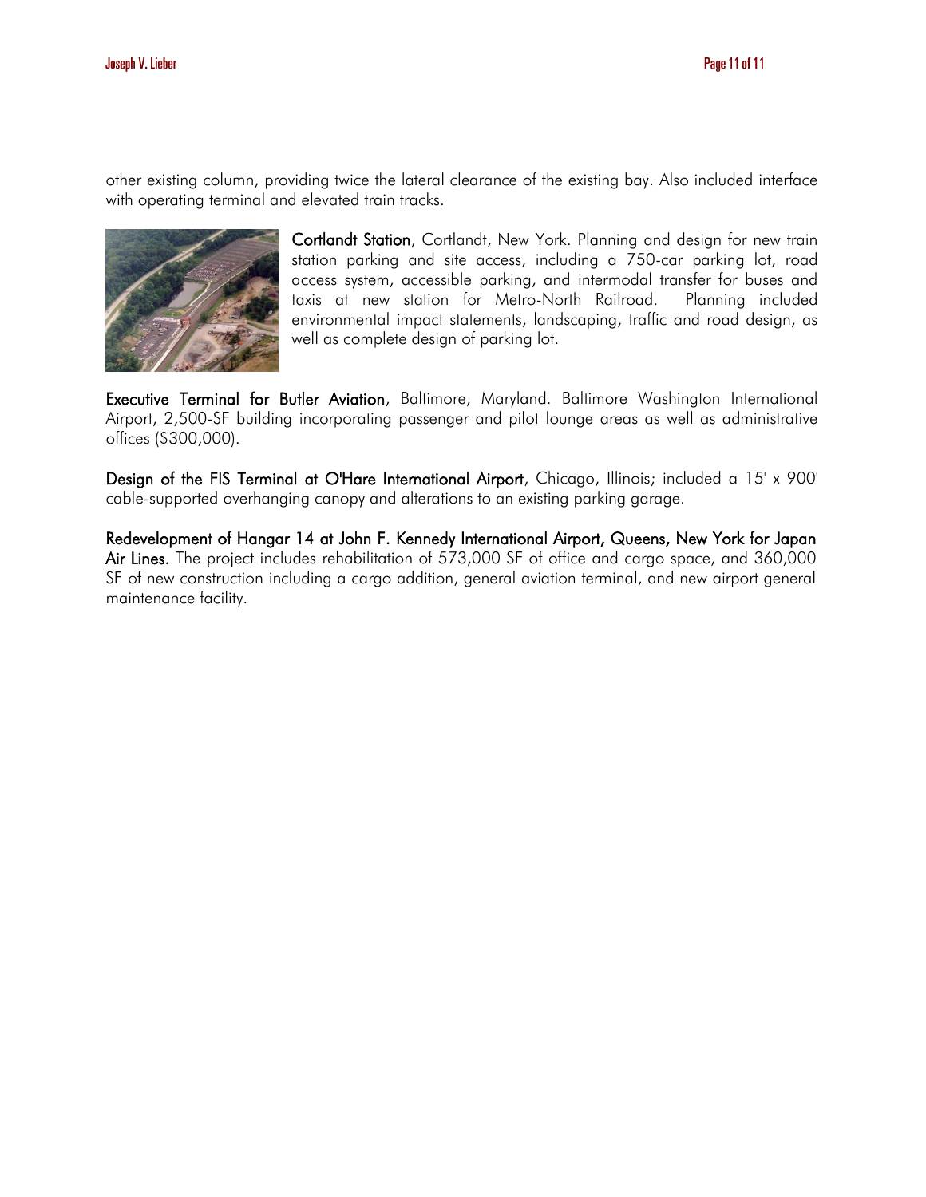other existing column, providing twice the lateral clearance of the existing bay. Also included interface with operating terminal and elevated train tracks.

**Cortlandt Station**, Cortlandt, New York. Planning and design for new train station parking and site access, including a 750-car parking lot, road access system, accessible parking, and intermodal transfer for buses and taxis at new station for Metro-North Railroad. Planning included environmental impact statements, landscaping, traffic and road design, as well as complete design of parking lot.

**Executive Terminal for Butler Aviation**, Baltimore, Maryland. Baltimore Washington International Airport, 2,500-SF building incorporating passenger and pilot lounge areas as well as administrative offices ($300,000).

**Design of the FIS Terminal at O'Hare International Airport**, Chicago, Illinois; included a 15' x 900' cable-supported overhanging canopy and alterations to an existing parking garage.

**Redevelopment of Hangar 14 at John F. Kennedy International Airport, Queens, New York for Japan Air Lines.** The project includes rehabilitation of 573,000 SF of office and cargo space, and 360,000 SF of new construction including a cargo addition, general aviation terminal, and new airport general maintenance facility.